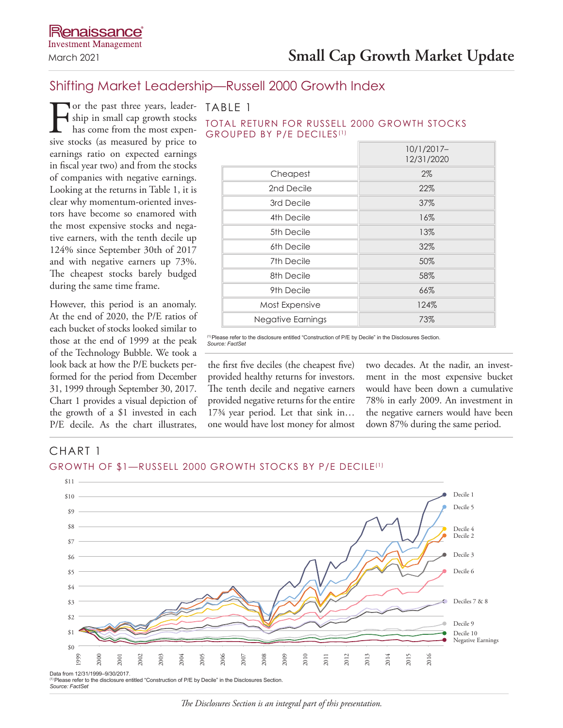Renaissance Investment Management

March 2021

# Small Cap Growth Market Update

## Shifting Market Leadership—Russell 2000 Growth Index

For the past three years, leadership in small cap growth stocks has come from the most expensive stocks (as measured by price to earnings ratio on expected earnings in fiscal year two) and from the stocks of companies with negative earnings. Looking at the returns in Table 1, it is clear why momentum-oriented investors have become so enamored with the most expensive stocks and negative earners, with the tenth decile up 124% since September 30th of 2017 and with negative earners up 73%. The cheapest stocks barely budged during the same time frame.

However, this period is an anomaly. At the end of 2020, the P/E ratios of each bucket of stocks looked similar to those at the end of 1999 at the peak of the Technology Bubble. We took a look back at how the P/E buckets performed for the period from December 31, 1999 through September 30, 2017. Chart 1 provides a visual depiction of the growth of a $1 invested in each P/E decile. As the chart illustrates, the first five deciles (the cheapest five) provided healthy returns for investors. The tenth decile and negative earners provided negative returns for the entire 17¾ year period. Let that sink in… one would have lost money for almost two decades. At the nadir, an investment in the most expensive bucket would have been down a cumulative 78% in early 2009. An investment in the negative earners would have been down 87% during the same period.

### TABLE 1

#### TOTAL RETURN FOR RUSSELL 2000 GROWTH STOCKS GROUPED BY P/E DECILES[1]

| | 10/1/2017–12/31/2020 |
|---|---|
| Cheapest | 2% |
| 2nd Decile | 22% |
| 3rd Decile | 37% |
| 4th Decile | 16% |
| 5th Decile | 13% |
| 6th Decile | 32% |
| 7th Decile | 50% |
| 8th Decile | 58% |
| 9th Decile | 66% |
| Most Expensive | 124% |
| Negative Earnings | 73% |

[1] Please refer to the disclosure entitled "Construction of P/E by Decile" in the Disclosures Section.
*Source: FactSet*

### CHART 1

#### GROWTH OF $1—RUSSELL 2000 GROWTH STOCKS BY P/E DECILE[1]

Data from 12/31/1999–9/30/2017.
[1] Please refer to the disclosure entitled "Construction of P/E by Decile" in the Disclosures Section.
*Source: FactSet*

*The Disclosures Section is an integral part of this presentation.*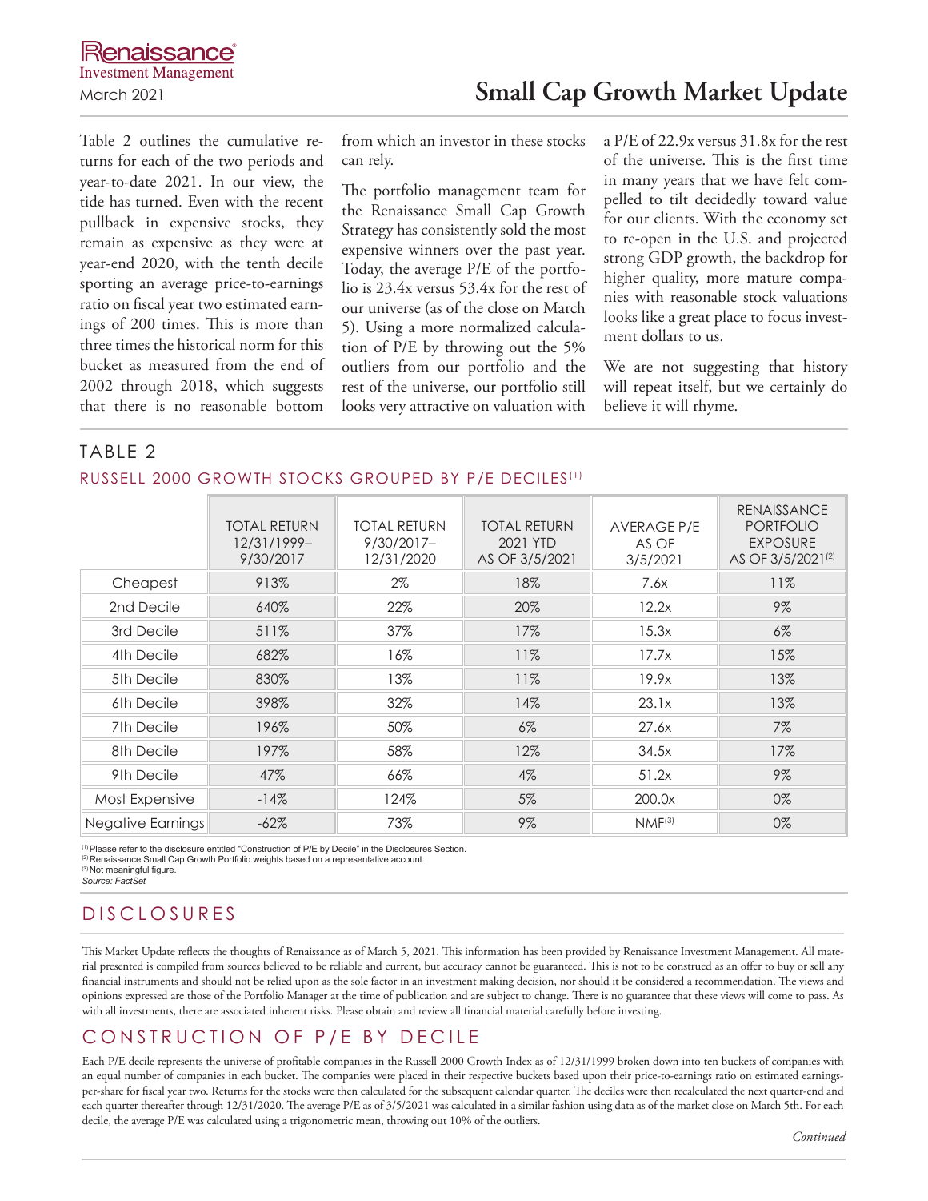Table 2 outlines the cumulative returns for each of the two periods and year-to-date 2021. In our view, the tide has turned. Even with the recent pullback in expensive stocks, they remain as expensive as they were at year-end 2020, with the tenth decile sporting an average price-to-earnings ratio on fiscal year two estimated earnings of 200 times. This is more than three times the historical norm for this bucket as measured from the end of 2002 through 2018, which suggests that there is no reasonable bottom from which an investor in these stocks can rely.

The portfolio management team for the Renaissance Small Cap Growth Strategy has consistently sold the most expensive winners over the past year. Today, the average P/E of the portfolio is 23.4x versus 53.4x for the rest of our universe (as of the close on March 5). Using a more normalized calculation of P/E by throwing out the 5% outliers from our portfolio and the rest of the universe, our portfolio still looks very attractive on valuation with a P/E of 22.9x versus 31.8x for the rest of the universe. This is the first time in many years that we have felt compelled to tilt decidedly toward value for our clients. With the economy set to re-open in the U.S. and projected strong GDP growth, the backdrop for higher quality, more mature companies with reasonable stock valuations looks like a great place to focus investment dollars to us.

We are not suggesting that history will repeat itself, but we certainly do believe it will rhyme.

## TABLE 2

### RUSSELL 2000 GROWTH STOCKS GROUPED BY P/E DECILES[1]

| | TOTAL RETURN 12/31/1999–9/30/2017 | TOTAL RETURN 9/30/2017–12/31/2020 | TOTAL RETURN 2021 YTD AS OF 3/5/2021 | AVERAGE P/E AS OF 3/5/2021 | RENAISSANCE PORTFOLIO EXPOSURE AS OF 3/5/2021[2] |
|---|---|---|---|---|---|
| Cheapest | 913% | 2% | 18% | 7.6x | 11% |
| 2nd Decile | 640% | 22% | 20% | 12.2x | 9% |
| 3rd Decile | 511% | 37% | 17% | 15.3x | 6% |
| 4th Decile | 682% | 16% | 11% | 17.7x | 15% |
| 5th Decile | 830% | 13% | 11% | 19.9x | 13% |
| 6th Decile | 398% | 32% | 14% | 23.1x | 13% |
| 7th Decile | 196% | 50% | 6% | 27.6x | 7% |
| 8th Decile | 197% | 58% | 12% | 34.5x | 17% |
| 9th Decile | 47% | 66% | 4% | 51.2x | 9% |
| Most Expensive | -14% | 124% | 5% | 200.0x | 0% |
| Negative Earnings | -62% | 73% | 9% | NMF[3] | 0% |

[1] Please refer to the disclosure entitled "Construction of P/E by Decile" in the Disclosures Section.
[2] Renaissance Small Cap Growth Portfolio weights based on a representative account.
[3] Not meaningful figure.
*Source: FactSet*

## DISCLOSURES

This Market Update reflects the thoughts of Renaissance as of March 5, 2021. This information has been provided by Renaissance Investment Management. All material presented is compiled from sources believed to be reliable and current, but accuracy cannot be guaranteed. This is not to be construed as an offer to buy or sell any financial instruments and should not be relied upon as the sole factor in an investment making decision, nor should it be considered a recommendation. The views and opinions expressed are those of the Portfolio Manager at the time of publication and are subject to change. There is no guarantee that these views will come to pass. As with all investments, there are associated inherent risks. Please obtain and review all financial material carefully before investing.

## CONSTRUCTION OF P/E BY DECILE

Each P/E decile represents the universe of profitable companies in the Russell 2000 Growth Index as of 12/31/1999 broken down into ten buckets of companies with an equal number of companies in each bucket. The companies were placed in their respective buckets based upon their price-to-earnings ratio on estimated earnings-per-share for fiscal year two. Returns for the stocks were then calculated for the subsequent calendar quarter. The deciles were then recalculated the next quarter-end and each quarter thereafter through 12/31/2020. The average P/E as of 3/5/2021 was calculated in a similar fashion using data as of the market close on March 5th. For each decile, the average P/E was calculated using a trigonometric mean, throwing out 10% of the outliers.

*Continued*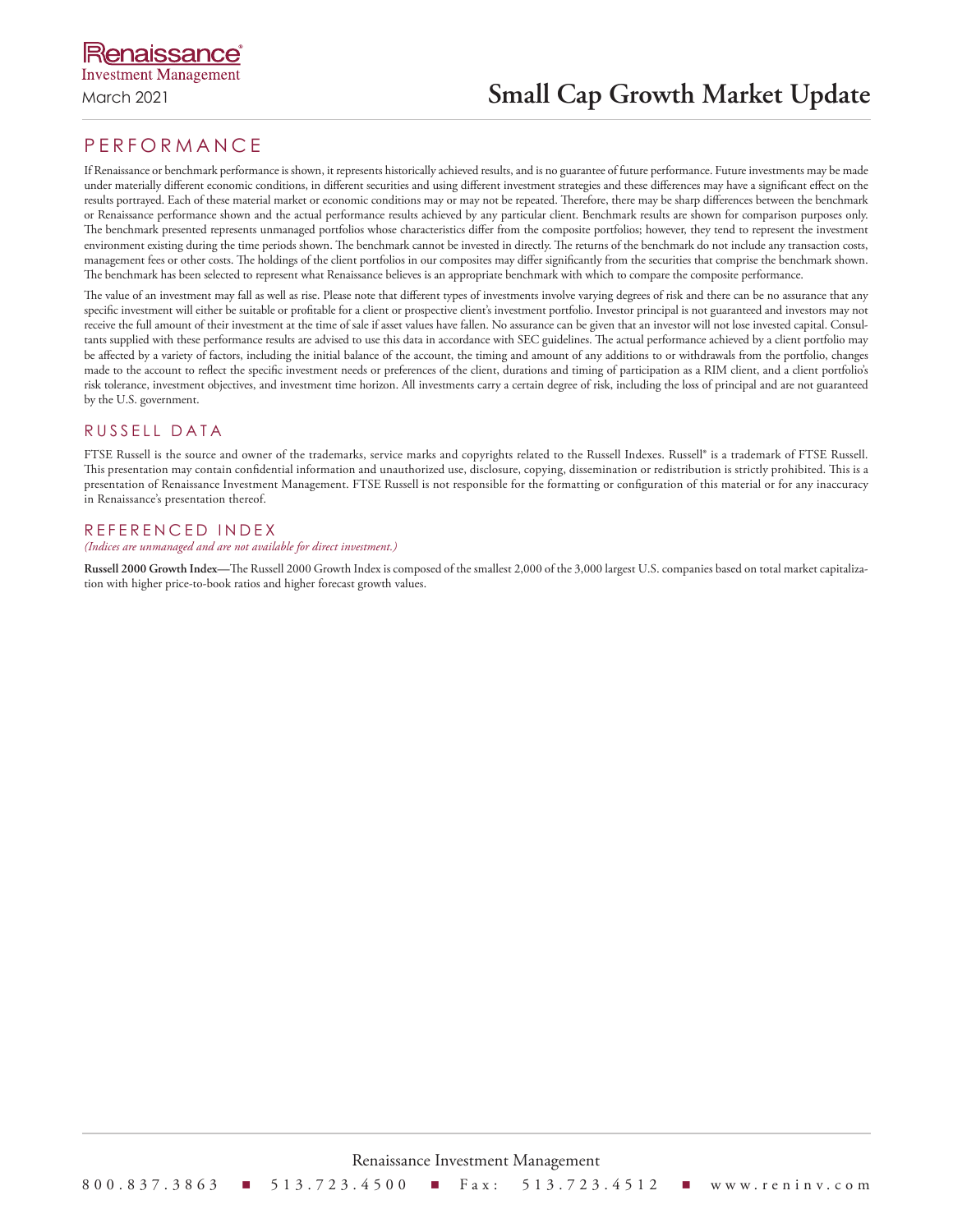## PERFORMANCE

If Renaissance or benchmark performance is shown, it represents historically achieved results, and is no guarantee of future performance. Future investments may be made under materially different economic conditions, in different securities and using different investment strategies and these differences may have a significant effect on the results portrayed. Each of these material market or economic conditions may or may not be repeated. Therefore, there may be sharp differences between the benchmark or Renaissance performance shown and the actual performance results achieved by any particular client. Benchmark results are shown for comparison purposes only. The benchmark presented represents unmanaged portfolios whose characteristics differ from the composite portfolios; however, they tend to represent the investment environment existing during the time periods shown. The benchmark cannot be invested in directly. The returns of the benchmark do not include any transaction costs, management fees or other costs. The holdings of the client portfolios in our composites may differ significantly from the securities that comprise the benchmark shown. The benchmark has been selected to represent what Renaissance believes is an appropriate benchmark with which to compare the composite performance.

The value of an investment may fall as well as rise. Please note that different types of investments involve varying degrees of risk and there can be no assurance that any specific investment will either be suitable or profitable for a client or prospective client's investment portfolio. Investor principal is not guaranteed and investors may not receive the full amount of their investment at the time of sale if asset values have fallen. No assurance can be given that an investor will not lose invested capital. Consultants supplied with these performance results are advised to use this data in accordance with SEC guidelines. The actual performance achieved by a client portfolio may be affected by a variety of factors, including the initial balance of the account, the timing and amount of any additions to or withdrawals from the portfolio, changes made to the account to reflect the specific investment needs or preferences of the client, durations and timing of participation as a RIM client, and a client portfolio's risk tolerance, investment objectives, and investment time horizon. All investments carry a certain degree of risk, including the loss of principal and are not guaranteed by the U.S. government.

## RUSSELL DATA

FTSE Russell is the source and owner of the trademarks, service marks and copyrights related to the Russell Indexes. Russell® is a trademark of FTSE Russell. This presentation may contain confidential information and unauthorized use, disclosure, copying, dissemination or redistribution is strictly prohibited. This is a presentation of Renaissance Investment Management. FTSE Russell is not responsible for the formatting or configuration of this material or for any inaccuracy in Renaissance's presentation thereof.

## REFERENCED INDEX

*(Indices are unmanaged and are not available for direct investment.)*

**Russell 2000 Growth Index—**The Russell 2000 Growth Index is composed of the smallest 2,000 of the 3,000 largest U.S. companies based on total market capitalization with higher price-to-book ratios and higher forecast growth values.